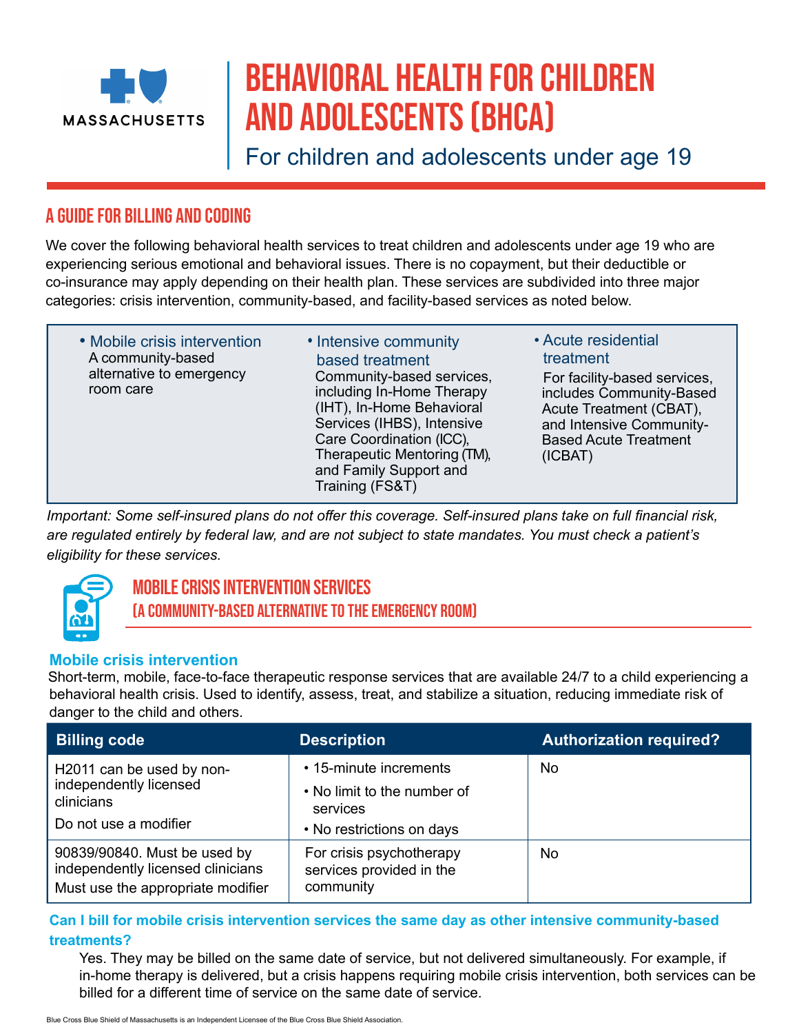MASSACHUSETTS

# BEHAVIORAL HEALTH FOR CHILDREN AND ADOLESCENTS (BHCA)

For children and adolescents under age 19

## A GUIDE FOR BILLING AND CODING

We cover the following behavioral health services to treat children and adolescents under age 19 who are experiencing serious emotional and behavioral issues. There is no copayment, but their deductible or co-insurance may apply depending on their health plan. These services are subdivided into three major categories: crisis intervention, community-based, and facility-based services as noted below.

- **Mobile crisis intervention**
  A community-based alternative to emergency room care
- **Intensive community based treatment**
  Community-based services, including In-Home Therapy (IHT), In-Home Behavioral Services (IHBS), Intensive Care Coordination (ICC), Therapeutic Mentoring (TM), and Family Support and Training (FS&T)
- **Acute residential treatment**
  For facility-based services, includes Community-Based Acute Treatment (CBAT), and Intensive Community-Based Acute Treatment (ICBAT)

*Important: Some self-insured plans do not offer this coverage. Self-insured plans take on full financial risk, are regulated entirely by federal law, and are not subject to state mandates. You must check a patient's eligibility for these services.*

## MOBILE CRISIS INTERVENTION SERVICES (A COMMUNITY-BASED ALTERNATIVE TO THE EMERGENCY ROOM)

### Mobile crisis intervention

Short-term, mobile, face-to-face therapeutic response services that are available 24/7 to a child experiencing a behavioral health crisis. Used to identify, assess, treat, and stabilize a situation, reducing immediate risk of danger to the child and others.

| Billing code | Description | Authorization required? |
| --- | --- | --- |
| H2011 can be used by non-independently licensed clinicians<br>Do not use a modifier | • 15-minute increments<br>• No limit to the number of services<br>• No restrictions on days | No |
| 90839/90840. Must be used by independently licensed clinicians<br>Must use the appropriate modifier | For crisis psychotherapy services provided in the community | No |

**Can I bill for mobile crisis intervention services the same day as other intensive community-based treatments?**

Yes. They may be billed on the same date of service, but not delivered simultaneously. For example, if in-home therapy is delivered, but a crisis happens requiring mobile crisis intervention, both services can be billed for a different time of service on the same date of service.

Blue Cross Blue Shield of Massachusetts is an Independent Licensee of the Blue Cross Blue Shield Association.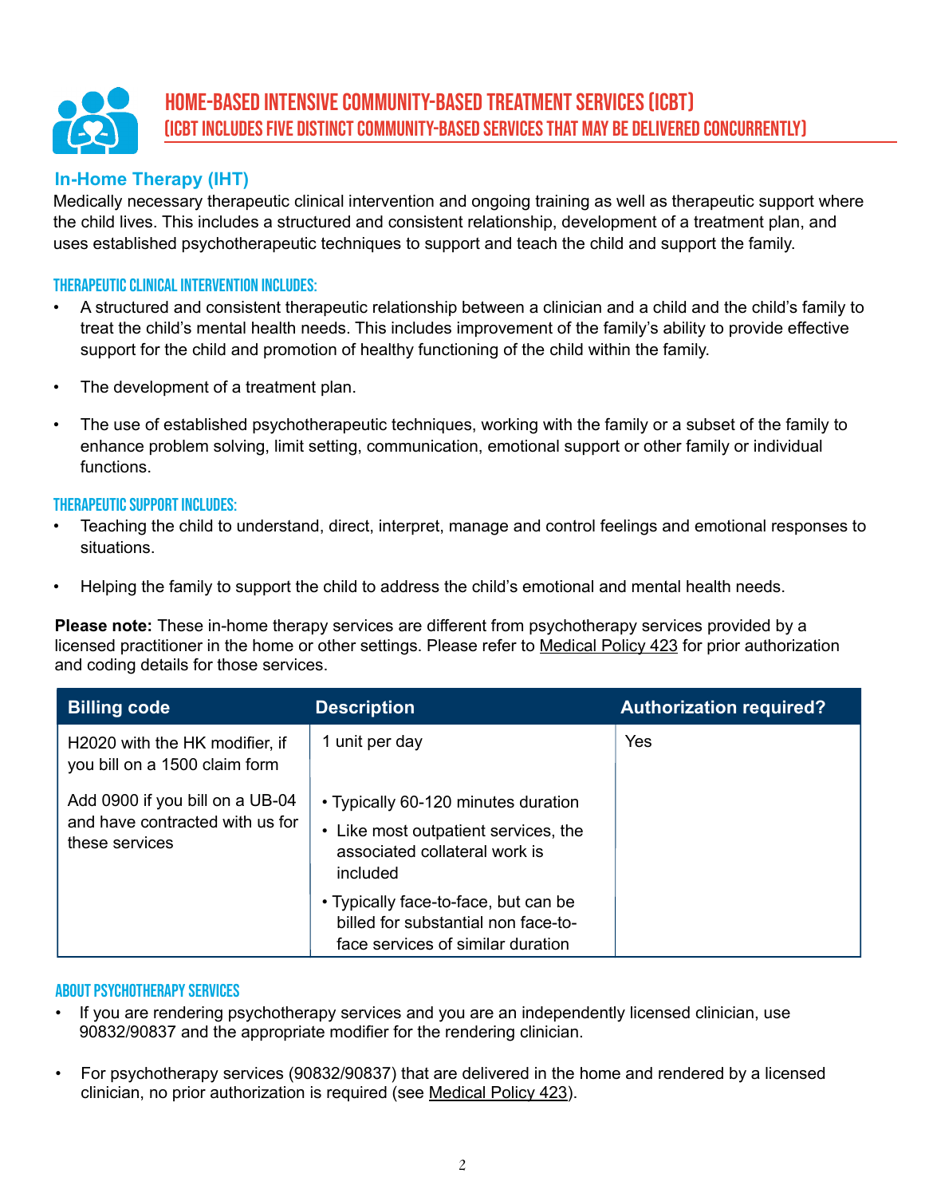# HOME-BASED INTENSIVE COMMUNITY-BASED TREATMENT SERVICES (ICBT)

## (ICBT INCLUDES FIVE DISTINCT COMMUNITY-BASED SERVICES THAT MAY BE DELIVERED CONCURRENTLY)

### In-Home Therapy (IHT)

Medically necessary therapeutic clinical intervention and ongoing training as well as therapeutic support where the child lives. This includes a structured and consistent relationship, development of a treatment plan, and uses established psychotherapeutic techniques to support and teach the child and support the family.

#### THERAPEUTIC CLINICAL INTERVENTION INCLUDES:

- A structured and consistent therapeutic relationship between a clinician and a child and the child's family to treat the child's mental health needs. This includes improvement of the family's ability to provide effective support for the child and promotion of healthy functioning of the child within the family.
- The development of a treatment plan.
- The use of established psychotherapeutic techniques, working with the family or a subset of the family to enhance problem solving, limit setting, communication, emotional support or other family or individual functions.

#### THERAPEUTIC SUPPORT INCLUDES:

- Teaching the child to understand, direct, interpret, manage and control feelings and emotional responses to situations.
- Helping the family to support the child to address the child's emotional and mental health needs.

**Please note:** These in-home therapy services are different from psychotherapy services provided by a licensed practitioner in the home or other settings. Please refer to Medical Policy 423 for prior authorization and coding details for those services.

| Billing code | Description | Authorization required? |
| --- | --- | --- |
| H2020 with the HK modifier, if you bill on a 1500 claim form<br><br>Add 0900 if you bill on a UB-04 and have contracted with us for these services | 1 unit per day<br><br>• Typically 60-120 minutes duration<br>• Like most outpatient services, the associated collateral work is included<br>• Typically face-to-face, but can be billed for substantial non face-to-face services of similar duration | Yes |

#### ABOUT PSYCHOTHERAPY SERVICES

- If you are rendering psychotherapy services and you are an independently licensed clinician, use 90832/90837 and the appropriate modifier for the rendering clinician.
- For psychotherapy services (90832/90837) that are delivered in the home and rendered by a licensed clinician, no prior authorization is required (see Medical Policy 423).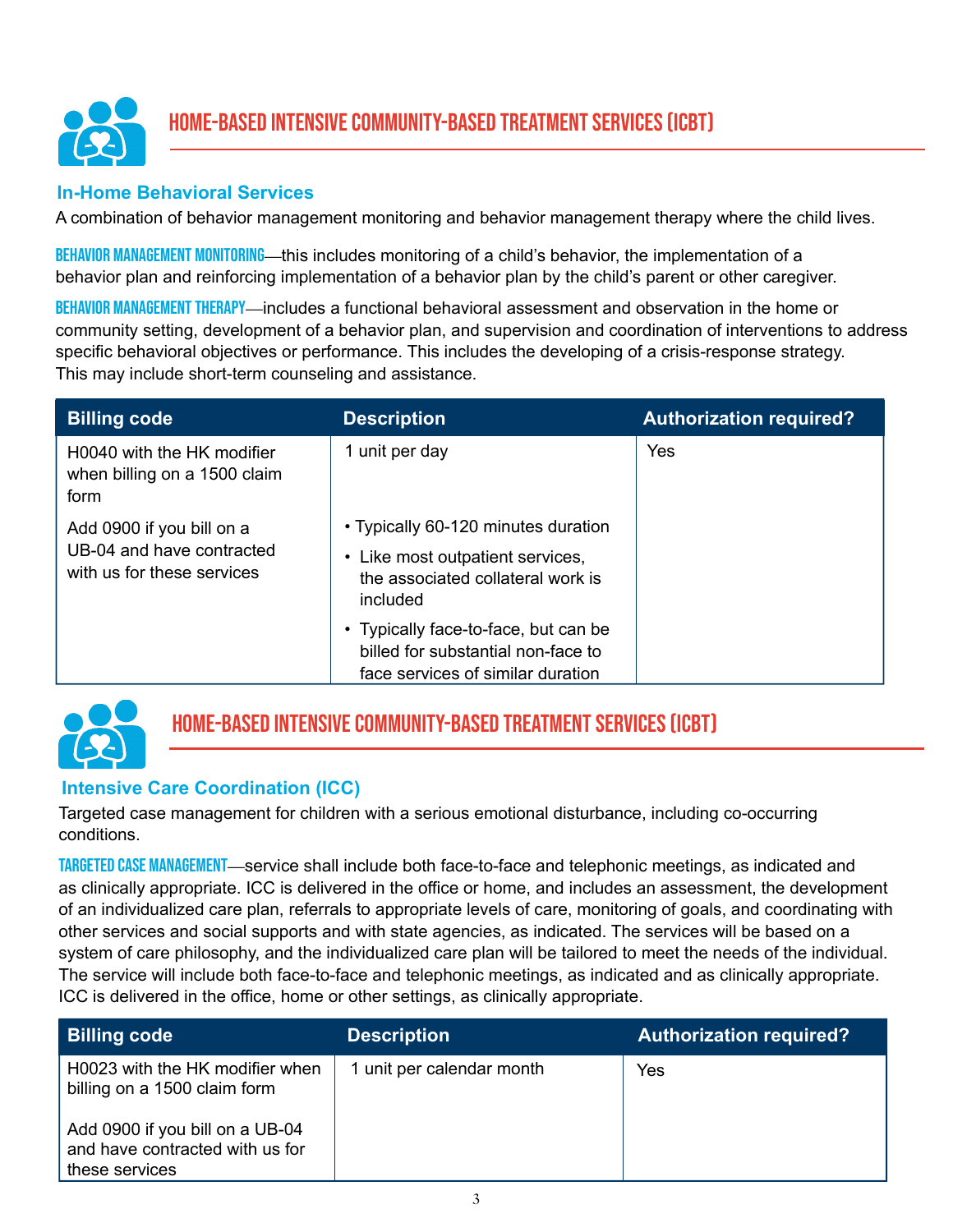## HOME-BASED INTENSIVE COMMUNITY-BASED TREATMENT SERVICES (ICBT)

### In-Home Behavioral Services

A combination of behavior management monitoring and behavior management therapy where the child lives.

**BEHAVIOR MANAGEMENT MONITORING**—this includes monitoring of a child's behavior, the implementation of a behavior plan and reinforcing implementation of a behavior plan by the child's parent or other caregiver.

**BEHAVIOR MANAGEMENT THERAPY**—includes a functional behavioral assessment and observation in the home or community setting, development of a behavior plan, and supervision and coordination of interventions to address specific behavioral objectives or performance. This includes the developing of a crisis-response strategy. This may include short-term counseling and assistance.

| Billing code | Description | Authorization required? |
|---|---|---|
| H0040 with the HK modifier when billing on a 1500 claim form<br><br>Add 0900 if you bill on a UB-04 and have contracted with us for these services | 1 unit per day<br><br>• Typically 60-120 minutes duration<br>• Like most outpatient services, the associated collateral work is included<br>• Typically face-to-face, but can be billed for substantial non-face to face services of similar duration | Yes |

## HOME-BASED INTENSIVE COMMUNITY-BASED TREATMENT SERVICES (ICBT)

### Intensive Care Coordination (ICC)

Targeted case management for children with a serious emotional disturbance, including co-occurring conditions.

**TARGETED CASE MANAGEMENT**—service shall include both face-to-face and telephonic meetings, as indicated and as clinically appropriate. ICC is delivered in the office or home, and includes an assessment, the development of an individualized care plan, referrals to appropriate levels of care, monitoring of goals, and coordinating with other services and social supports and with state agencies, as indicated. The services will be based on a system of care philosophy, and the individualized care plan will be tailored to meet the needs of the individual. The service will include both face-to-face and telephonic meetings, as indicated and as clinically appropriate. ICC is delivered in the office, home or other settings, as clinically appropriate.

| Billing code | Description | Authorization required? |
|---|---|---|
| H0023 with the HK modifier when billing on a 1500 claim form<br><br>Add 0900 if you bill on a UB-04 and have contracted with us for these services | 1 unit per calendar month | Yes |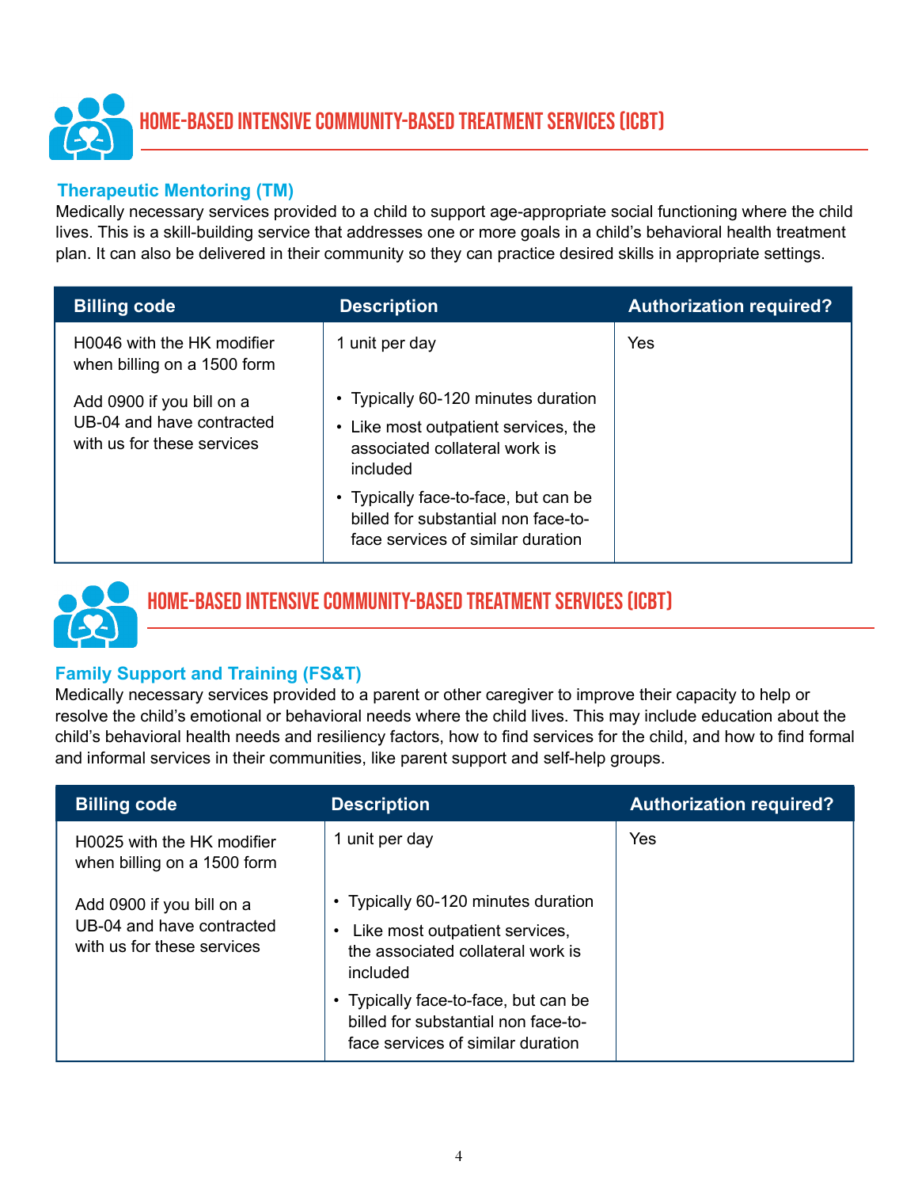## HOME-BASED INTENSIVE COMMUNITY-BASED TREATMENT SERVICES (ICBT)

### Therapeutic Mentoring (TM)

Medically necessary services provided to a child to support age-appropriate social functioning where the child lives. This is a skill-building service that addresses one or more goals in a child's behavioral health treatment plan. It can also be delivered in their community so they can practice desired skills in appropriate settings.

| Billing code | Description | Authorization required? |
|---|---|---|
| H0046 with the HK modifier when billing on a 1500 form<br><br>Add 0900 if you bill on a UB-04 and have contracted with us for these services | 1 unit per day<br><br>• Typically 60-120 minutes duration<br>• Like most outpatient services, the associated collateral work is included<br>• Typically face-to-face, but can be billed for substantial non face-to-face services of similar duration | Yes |

## HOME-BASED INTENSIVE COMMUNITY-BASED TREATMENT SERVICES (ICBT)

### Family Support and Training (FS&T)

Medically necessary services provided to a parent or other caregiver to improve their capacity to help or resolve the child's emotional or behavioral needs where the child lives. This may include education about the child's behavioral health needs and resiliency factors, how to find services for the child, and how to find formal and informal services in their communities, like parent support and self-help groups.

| Billing code | Description | Authorization required? |
|---|---|---|
| H0025 with the HK modifier when billing on a 1500 form<br><br>Add 0900 if you bill on a UB-04 and have contracted with us for these services | 1 unit per day<br><br>• Typically 60-120 minutes duration<br>• Like most outpatient services, the associated collateral work is included<br>• Typically face-to-face, but can be billed for substantial non face-to-face services of similar duration | Yes |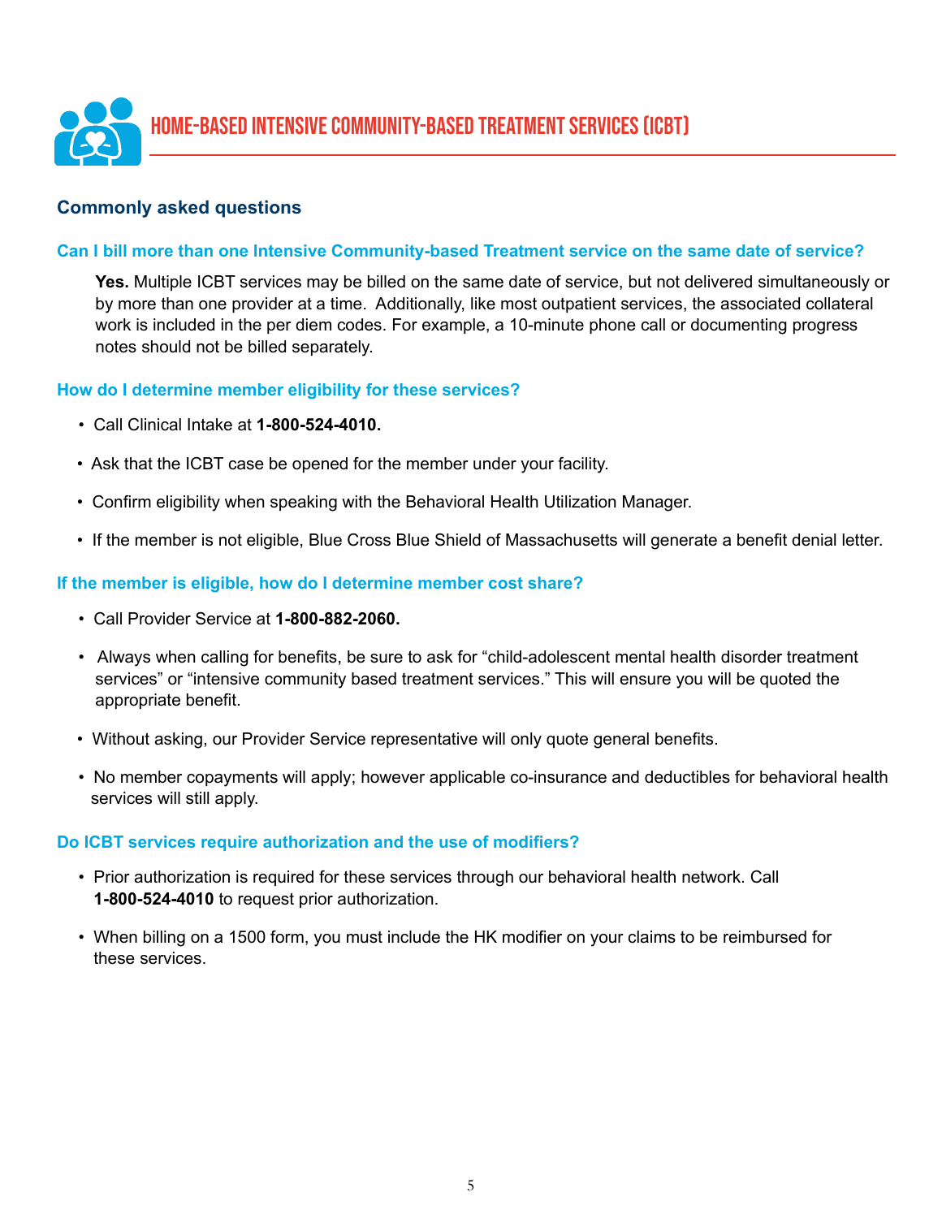# HOME-BASED INTENSIVE COMMUNITY-BASED TREATMENT SERVICES (ICBT)

## Commonly asked questions

### Can I bill more than one Intensive Community-based Treatment service on the same date of service?

**Yes.** Multiple ICBT services may be billed on the same date of service, but not delivered simultaneously or by more than one provider at a time. Additionally, like most outpatient services, the associated collateral work is included in the per diem codes. For example, a 10-minute phone call or documenting progress notes should not be billed separately.

### How do I determine member eligibility for these services?

- Call Clinical Intake at **1-800-524-4010.**
- Ask that the ICBT case be opened for the member under your facility.
- Confirm eligibility when speaking with the Behavioral Health Utilization Manager.
- If the member is not eligible, Blue Cross Blue Shield of Massachusetts will generate a benefit denial letter.

### If the member is eligible, how do I determine member cost share?

- Call Provider Service at **1-800-882-2060.**
- Always when calling for benefits, be sure to ask for "child-adolescent mental health disorder treatment services" or "intensive community based treatment services." This will ensure you will be quoted the appropriate benefit.
- Without asking, our Provider Service representative will only quote general benefits.
- No member copayments will apply; however applicable co-insurance and deductibles for behavioral health services will still apply.

### Do ICBT services require authorization and the use of modifiers?

- Prior authorization is required for these services through our behavioral health network. Call **1-800-524-4010** to request prior authorization.
- When billing on a 1500 form, you must include the HK modifier on your claims to be reimbursed for these services.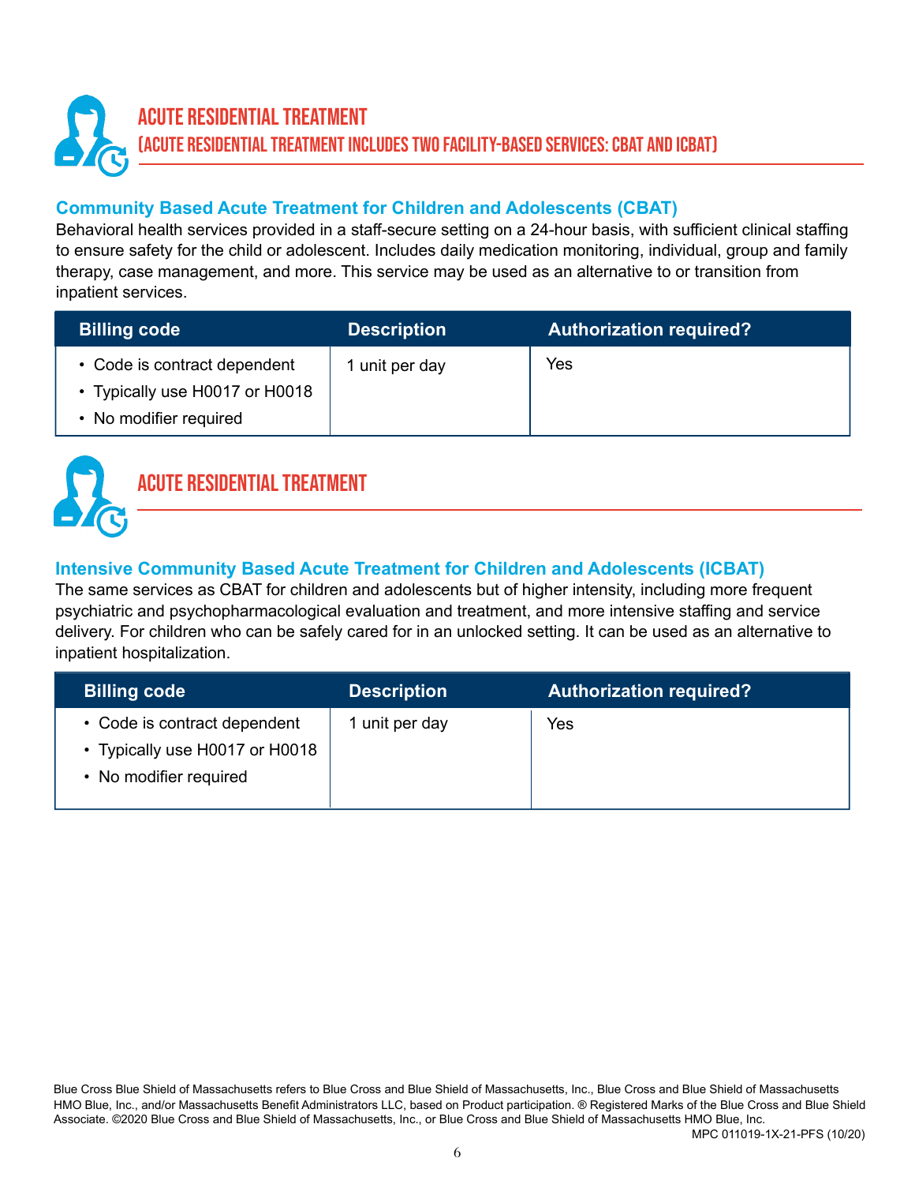## ACUTE RESIDENTIAL TREATMENT

## (ACUTE RESIDENTIAL TREATMENT INCLUDES TWO FACILITY-BASED SERVICES: CBAT AND ICBAT)

### Community Based Acute Treatment for Children and Adolescents (CBAT)

Behavioral health services provided in a staff-secure setting on a 24-hour basis, with sufficient clinical staffing to ensure safety for the child or adolescent. Includes daily medication monitoring, individual, group and family therapy, case management, and more. This service may be used as an alternative to or transition from inpatient services.

| Billing code | Description | Authorization required? |
|---|---|---|
| • Code is contract dependent<br>• Typically use H0017 or H0018<br>• No modifier required | 1 unit per day | Yes |

## ACUTE RESIDENTIAL TREATMENT

### Intensive Community Based Acute Treatment for Children and Adolescents (ICBAT)

The same services as CBAT for children and adolescents but of higher intensity, including more frequent psychiatric and psychopharmacological evaluation and treatment, and more intensive staffing and service delivery. For children who can be safely cared for in an unlocked setting. It can be used as an alternative to inpatient hospitalization.

| Billing code | Description | Authorization required? |
|---|---|---|
| • Code is contract dependent<br>• Typically use H0017 or H0018<br>• No modifier required | 1 unit per day | Yes |

Blue Cross Blue Shield of Massachusetts refers to Blue Cross and Blue Shield of Massachusetts, Inc., Blue Cross and Blue Shield of Massachusetts HMO Blue, Inc., and/or Massachusetts Benefit Administrators LLC, based on Product participation. ® Registered Marks of the Blue Cross and Blue Shield Associate. ©2020 Blue Cross and Blue Shield of Massachusetts, Inc., or Blue Cross and Blue Shield of Massachusetts HMO Blue, Inc.

MPC 011019-1X-21-PFS (10/20)